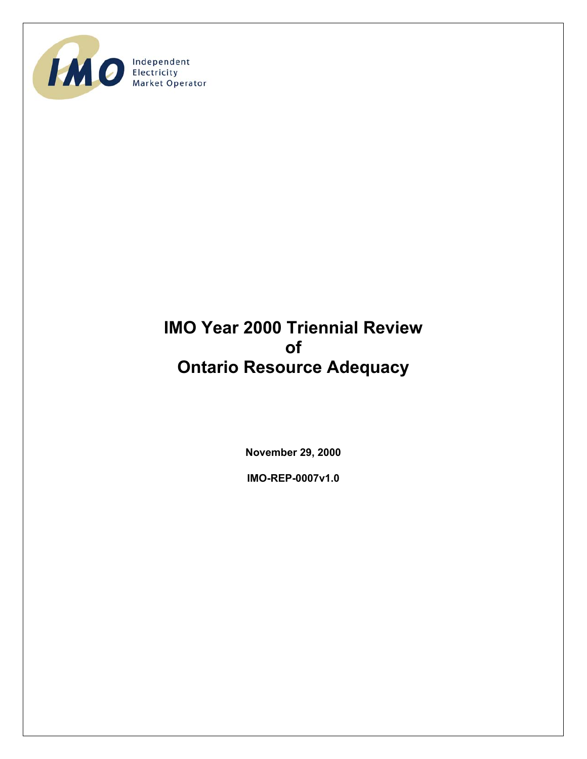IMO Independent Electricity Market Operator

# IMO Year 2000 Triennial Review of Ontario Resource Adequacy

**November 29, 2000**

**IMO-REP-0007v1.0**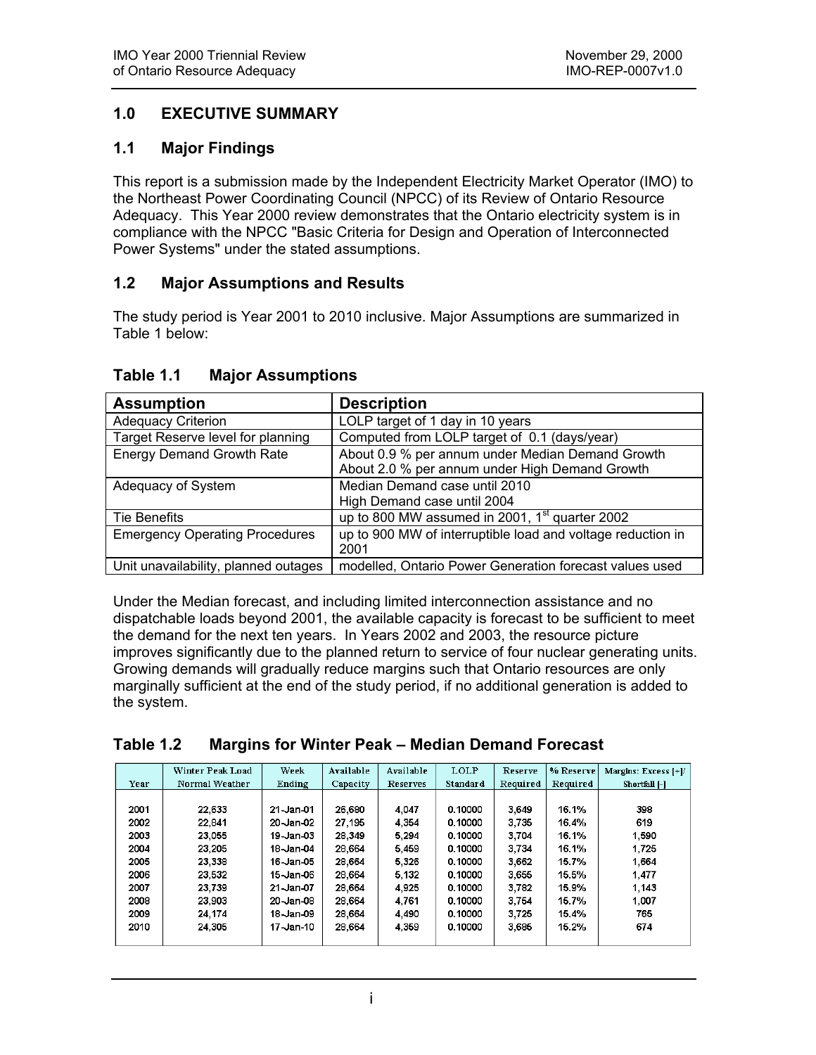## 1.0 EXECUTIVE SUMMARY

### 1.1 Major Findings

This report is a submission made by the Independent Electricity Market Operator (IMO) to the Northeast Power Coordinating Council (NPCC) of its Review of Ontario Resource Adequacy. This Year 2000 review demonstrates that the Ontario electricity system is in compliance with the NPCC "Basic Criteria for Design and Operation of Interconnected Power Systems" under the stated assumptions.

### 1.2 Major Assumptions and Results

The study period is Year 2001 to 2010 inclusive. Major Assumptions are summarized in Table 1 below:

**Table 1.1 Major Assumptions**

| Assumption | Description |
|---|---|
| Adequacy Criterion | LOLP target of 1 day in 10 years |
| Target Reserve level for planning | Computed from LOLP target of 0.1 (days/year) |
| Energy Demand Growth Rate | About 0.9 % per annum under Median Growth<br>About 2.0 % per annum under High Demand Growth |
| Adequacy of System | Median Demand case until 2010<br>High Demand case until 2004 |
| Tie Benefits | up to 800 MW assumed in 2001, 1st quarter 2002 |
| Emergency Operating Procedures | up to 900 MW of interruptible load and voltage reduction in 2001 |
| Unit unavailability, planned outages | modelled, Ontario Power Generation forecast values used |

Under the Median forecast, and including limited interconnection assistance and no dispatchable loads beyond 2001, the available capacity is forecast to be sufficient to meet the demand for the next ten years. In Years 2002 and 2003, the resource picture improves significantly due to the planned return to service of four nuclear generating units. Growing demands will gradually reduce margins such that Ontario resources are only marginally sufficient at the end of the study period, if no additional generation is added to the system.

**Table 1.2 Margins for Winter Peak – Median Demand Forecast**

| Year | Winter Peak Load Normal Weather | Week Ending | Available Capacity | Available Reserves | LOLP Standard | Reserve Required | % Reserve Required | Margins: Excess [+]/ Shortfall [-] |
|---|---|---|---|---|---|---|---|---|
| 2001 | 22,633 | 21-Jan-01 | 26,680 | 4,047 | 0.10000 | 3,649 | 16.1% | 398 |
| 2002 | 22,841 | 20-Jan-02 | 27,195 | 4,354 | 0.10000 | 3,735 | 16.4% | 619 |
| 2003 | 23,055 | 19-Jan-03 | 28,349 | 5,294 | 0.10000 | 3,704 | 16.1% | 1,590 |
| 2004 | 23,205 | 18-Jan-04 | 28,664 | 5,459 | 0.10000 | 3,734 | 16.1% | 1,725 |
| 2005 | 23,338 | 16-Jan-05 | 28,664 | 5,326 | 0.10000 | 3,662 | 15.7% | 1,664 |
| 2006 | 23,532 | 15-Jan-06 | 28,664 | 5,132 | 0.10000 | 3,655 | 15.5% | 1,477 |
| 2007 | 23,739 | 21-Jan-07 | 28,664 | 4,925 | 0.10000 | 3,782 | 15.9% | 1,143 |
| 2008 | 23,903 | 20-Jan-08 | 28,664 | 4,761 | 0.10000 | 3,754 | 15.7% | 1,007 |
| 2009 | 24,174 | 18-Jan-09 | 28,664 | 4,490 | 0.10000 | 3,725 | 15.4% | 765 |
| 2010 | 24,305 | 17-Jan-10 | 28,664 | 4,359 | 0.10000 | 3,686 | 15.2% | 674 |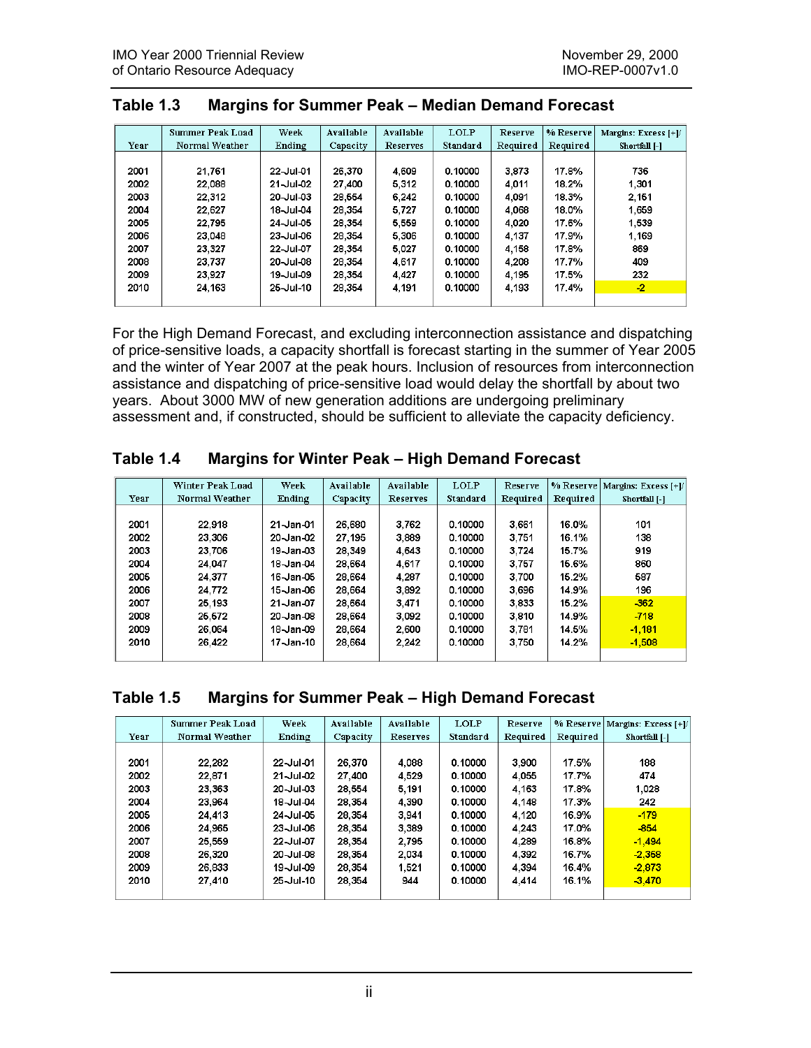### Table 1.3 Margins for Summer Peak – Median Demand Forecast

| Year | Summer Peak Load Normal Weather | Week Ending | Available Capacity | Available Reserves | LOLP Standard | Reserve Required | % Reserve Required | Margins: Excess [+]/ Shortfall [-] |
|---|---|---|---|---|---|---|---|---|
| 2001 | 21,761 | 22-Jul-01 | 26,370 | 4,609 | 0.10000 | 3,873 | 17.8% | 736 |
| 2002 | 22,088 | 21-Jul-02 | 27,400 | 5,312 | 0.10000 | 4,011 | 18.2% | 1,301 |
| 2003 | 22,312 | 20-Jul-03 | 28,554 | 6,242 | 0.10000 | 4,091 | 18.3% | 2,151 |
| 2004 | 22,627 | 18-Jul-04 | 28,354 | 5,727 | 0.10000 | 4,068 | 18.0% | 1,659 |
| 2005 | 22,795 | 24-Jul-05 | 28,354 | 5,559 | 0.10000 | 4,020 | 17.6% | 1,539 |
| 2006 | 23,048 | 23-Jul-06 | 28,354 | 5,306 | 0.10000 | 4,137 | 17.9% | 1,169 |
| 2007 | 23,327 | 22-Jul-07 | 28,354 | 5,027 | 0.10000 | 4,158 | 17.8% | 869 |
| 2008 | 23,737 | 20-Jul-08 | 28,354 | 4,617 | 0.10000 | 4,208 | 17.7% | 409 |
| 2009 | 23,927 | 19-Jul-09 | 28,354 | 4,427 | 0.10000 | 4,195 | 17.5% | 232 |
| 2010 | 24,163 | 25-Jul-10 | 28,354 | 4,191 | 0.10000 | 4,193 | 17.4% | -2 |

For the High Demand Forecast, and excluding interconnection assistance and dispatching of price-sensitive loads, a capacity shortfall is forecast starting in the summer of Year 2005 and the winter of Year 2007 at the peak hours. Inclusion of resources from interconnection assistance and dispatching of price-sensitive load would delay the shortfall by about two years. About 3000 MW of new generation additions are undergoing preliminary assessment and, if constructed, should be sufficient to alleviate the capacity deficiency.

### Table 1.4 Margins for Winter Peak – High Demand Forecast

| Year | Winter Peak Load Normal Weather | Week Ending | Available Capacity | Available Reserves | LOLP Standard | Reserve Required | % Reserve Required | Margins: Excess [+]/ Shortfall [-] |
|---|---|---|---|---|---|---|---|---|
| 2001 | 22,918 | 21-Jan-01 | 26,680 | 3,762 | 0.10000 | 3,661 | 16.0% | 101 |
| 2002 | 23,306 | 20-Jan-02 | 27,195 | 3,889 | 0.10000 | 3,751 | 16.1% | 138 |
| 2003 | 23,706 | 19-Jan-03 | 28,349 | 4,643 | 0.10000 | 3,724 | 15.7% | 919 |
| 2004 | 24,047 | 18-Jan-04 | 28,664 | 4,617 | 0.10000 | 3,757 | 15.6% | 860 |
| 2005 | 24,377 | 16-Jan-05 | 28,664 | 4,287 | 0.10000 | 3,700 | 15.2% | 587 |
| 2006 | 24,772 | 15-Jan-06 | 28,664 | 3,892 | 0.10000 | 3,696 | 14.9% | 196 |
| 2007 | 25,193 | 21-Jan-07 | 28,664 | 3,471 | 0.10000 | 3,833 | 15.2% | -362 |
| 2008 | 25,572 | 20-Jan-08 | 28,664 | 3,092 | 0.10000 | 3,810 | 14.9% | -718 |
| 2009 | 26,064 | 18-Jan-09 | 28,664 | 2,600 | 0.10000 | 3,781 | 14.5% | -1,181 |
| 2010 | 26,422 | 17-Jan-10 | 28,664 | 2,242 | 0.10000 | 3,750 | 14.2% | -1,508 |

### Table 1.5 Margins for Summer Peak – High Demand Forecast

| Year | Summer Peak Load Normal Weather | Week Ending | Available Capacity | Available Reserves | LOLP Standard | Reserve Required | % Reserve Required | Margins: Excess [+]/ Shortfall [-] |
|---|---|---|---|---|---|---|---|---|
| 2001 | 22,282 | 22-Jul-01 | 26,370 | 4,088 | 0.10000 | 3,900 | 17.5% | 188 |
| 2002 | 22,871 | 21-Jul-02 | 27,400 | 4,529 | 0.10000 | 4,055 | 17.7% | 474 |
| 2003 | 23,363 | 20-Jul-03 | 28,554 | 5,191 | 0.10000 | 4,163 | 17.8% | 1,028 |
| 2004 | 23,964 | 18-Jul-04 | 28,354 | 4,390 | 0.10000 | 4,148 | 17.3% | 242 |
| 2005 | 24,413 | 24-Jul-05 | 28,354 | 3,941 | 0.10000 | 4,120 | 16.9% | -179 |
| 2006 | 24,965 | 23-Jul-06 | 28,354 | 3,389 | 0.10000 | 4,243 | 17.0% | -854 |
| 2007 | 25,559 | 22-Jul-07 | 28,354 | 2,795 | 0.10000 | 4,289 | 16.8% | -1,494 |
| 2008 | 26,320 | 20-Jul-08 | 28,354 | 2,034 | 0.10000 | 4,392 | 16.7% | -2,358 |
| 2009 | 26,833 | 19-Jul-09 | 28,354 | 1,521 | 0.10000 | 4,394 | 16.4% | -2,873 |
| 2010 | 27,410 | 25-Jul-10 | 28,354 | 944 | 0.10000 | 4,414 | 16.1% | -3,470 |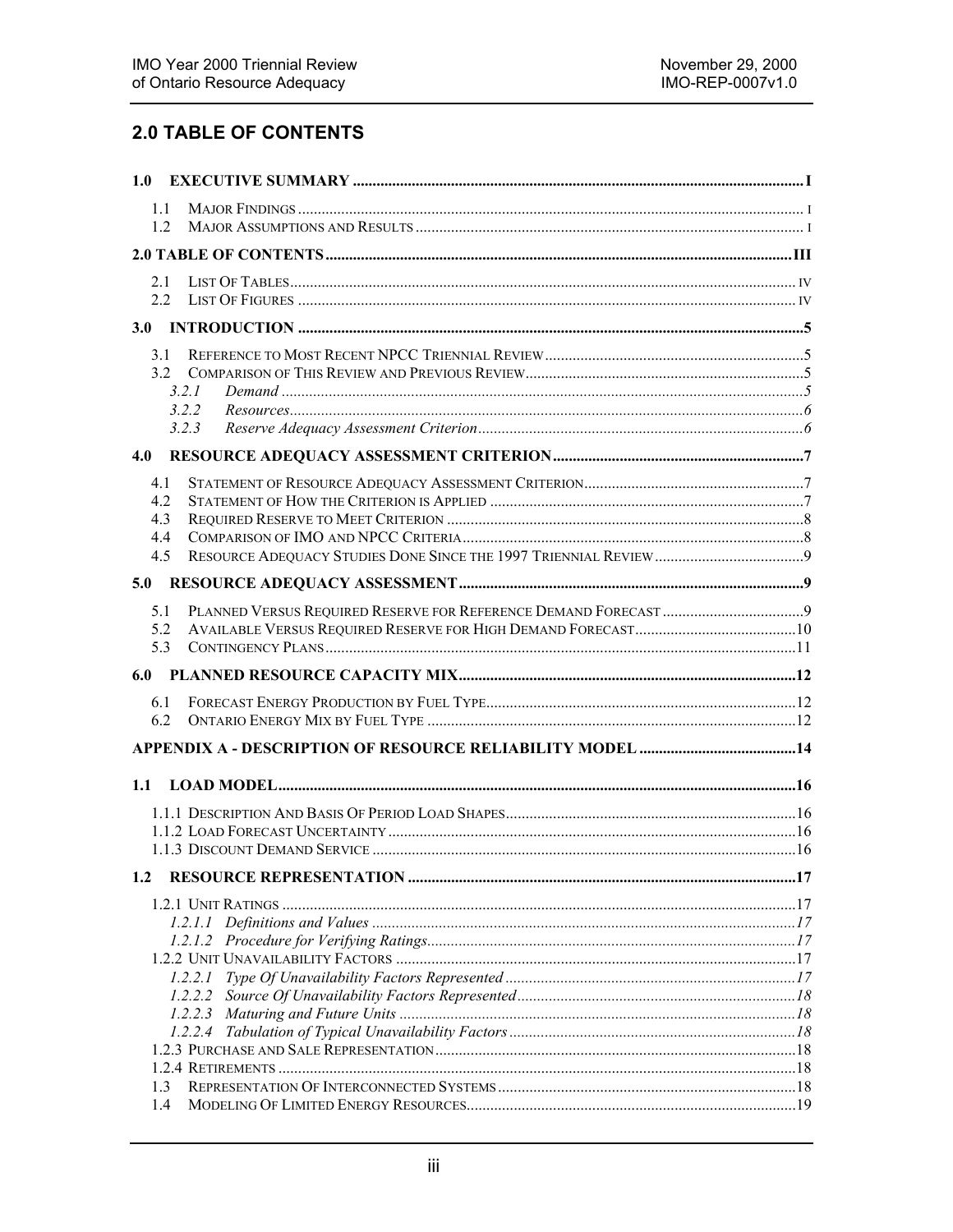## 2.0 TABLE OF CONTENTS

**1.0 EXECUTIVE SUMMARY ..... I**

- 1.1 MAJOR FINDINGS ..... I
- 1.2 MAJOR ASSUMPTIONS AND RESULTS ..... I

**2.0 TABLE OF CONTENTS ..... III**

- 2.1 LIST OF TABLES ..... IV
- 2.2 LIST OF FIGURES ..... IV

**3.0 INTRODUCTION ..... 5**

- 3.1 REFERENCE TO MOST RECENT NPCC TRIENNIAL REVIEW ..... 5
- 3.2 COMPARISON OF THIS REVIEW AND PREVIOUS REVIEW ..... 5
  - *3.2.1 Demand ..... 5*
  - *3.2.2 Resources ..... 6*
  - *3.2.3 Reserve Adequacy Assessment Criterion ..... 6*

**4.0 RESOURCE ADEQUACY ASSESSMENT CRITERION ..... 7**

- 4.1 STATEMENT OF RESOURCE ADEQUACY ASSESSMENT CRITERION ..... 7
- 4.2 STATEMENT OF HOW THE CRITERION IS APPLIED ..... 7
- 4.3 REQUIRED RESERVE TO MEET CRITERION ..... 8
- 4.4 COMPARISON OF IMO AND NPCC CRITERIA ..... 8
- 4.5 RESOURCE ADEQUACY STUDIES DONE SINCE THE 1997 TRIENNIAL REVIEW ..... 9

**5.0 RESOURCE ADEQUACY ASSESSMENT ..... 9**

- 5.1 PLANNED VERSUS REQUIRED RESERVE FOR REFERENCE DEMAND FORECAST ..... 9
- 5.2 AVAILABLE VERSUS REQUIRED RESERVE FOR HIGH DEMAND FORECAST ..... 10
- 5.3 CONTINGENCY PLANS ..... 11

**6.0 PLANNED RESOURCE CAPACITY MIX ..... 12**

- 6.1 FORECAST ENERGY PRODUCTION BY FUEL TYPE ..... 12
- 6.2 ONTARIO ENERGY MIX BY FUEL TYPE ..... 12

**APPENDIX A - DESCRIPTION OF RESOURCE RELIABILITY MODEL ..... 14**

**1.1 LOAD MODEL ..... 16**

- 1.1.1 DESCRIPTION AND BASIS OF PERIOD LOAD SHAPES ..... 16
- 1.1.2 LOAD FORECAST UNCERTAINTY ..... 16
- 1.1.3 DISCOUNT DEMAND SERVICE ..... 16

**1.2 RESOURCE REPRESENTATION ..... 17**

- 1.2.1 UNIT RATINGS ..... 17
  - *1.2.1.1 Definitions and Values ..... 17*
  - *1.2.1.2 Procedure for Verifying Ratings ..... 17*
- 1.2.2 UNIT UNAVAILABILITY FACTORS ..... 17
  - *1.2.2.1 Type Of Unavailability Factors Represented ..... 17*
  - *1.2.2.2 Source Of Unavailability Factors Represented ..... 18*
  - *1.2.2.3 Maturing and Future Units ..... 18*
  - *1.2.2.4 Tabulation of Typical Unavailability Factors ..... 18*
- 1.2.3 PURCHASE AND SALE REPRESENTATION ..... 18
- 1.2.4 RETIREMENTS ..... 18
- 1.3 REPRESENTATION OF INTERCONNECTED SYSTEMS ..... 18
- 1.4 MODELING OF LIMITED ENERGY RESOURCES ..... 19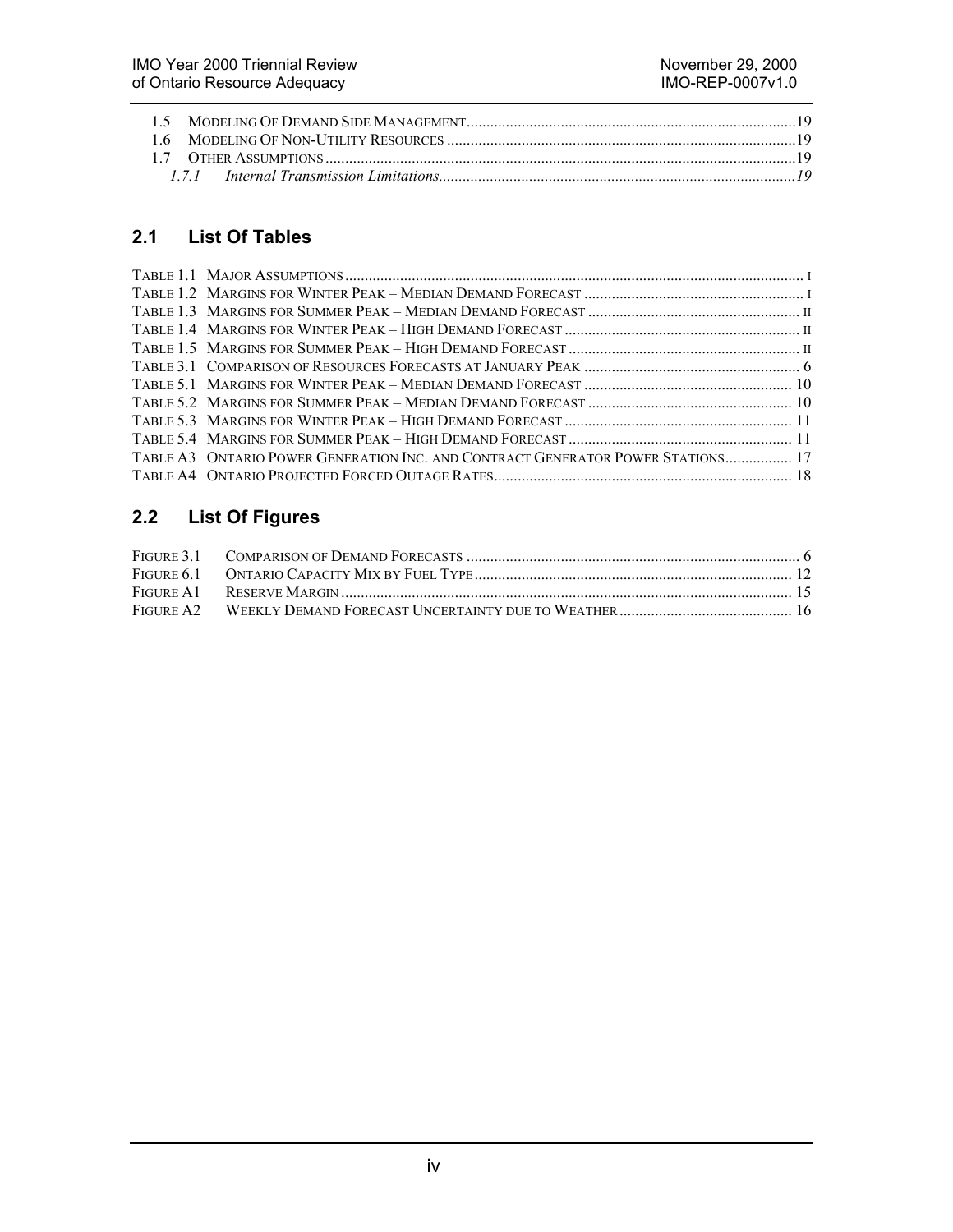1.5 Modeling Of Demand Side Management ........................................................................................19
1.6 Modeling Of Non-Utility Resources ..............................................................................................19
1.7 Other Assumptions ........................................................................................................................19
*1.7.1 Internal Transmission Limitations..........................................................................................19*

## 2.1 List Of Tables

Table 1.1 Major Assumptions .................................................................................................................. i
Table 1.2 Margins for Winter Peak – Median Demand Forecast ............................................................ i
Table 1.3 Margins for Summer Peak – Median Demand Forecast .......................................................... ii
Table 1.4 Margins for Winter Peak – High Demand Forecast ................................................................ ii
Table 1.5 Margins for Summer Peak – High Demand Forecast .............................................................. ii
Table 3.1 Comparison of Resources Forecasts at January Peak ............................................................ 6
Table 5.1 Margins for Winter Peak – Median Demand Forecast .......................................................... 10
Table 5.2 Margins for Summer Peak – Median Demand Forecast ........................................................ 10
Table 5.3 Margins for Winter Peak – High Demand Forecast .............................................................. 11
Table 5.4 Margins for Summer Peak – High Demand Forecast ............................................................ 11
Table A3 Ontario Power Generation Inc. and Contract Generator Power Stations................. 17
Table A4 Ontario Projected Forced Outage Rates................................................................................ 18

## 2.2 List Of Figures

Figure 3.1 Comparison of Demand Forecasts ......................................................................................... 6
Figure 6.1 Ontario Capacity Mix by Fuel Type..................................................................................... 12
Figure A1 Reserve Margin ..................................................................................................................... 15
Figure A2 Weekly Demand Forecast Uncertainty due to Weather ....................................................... 16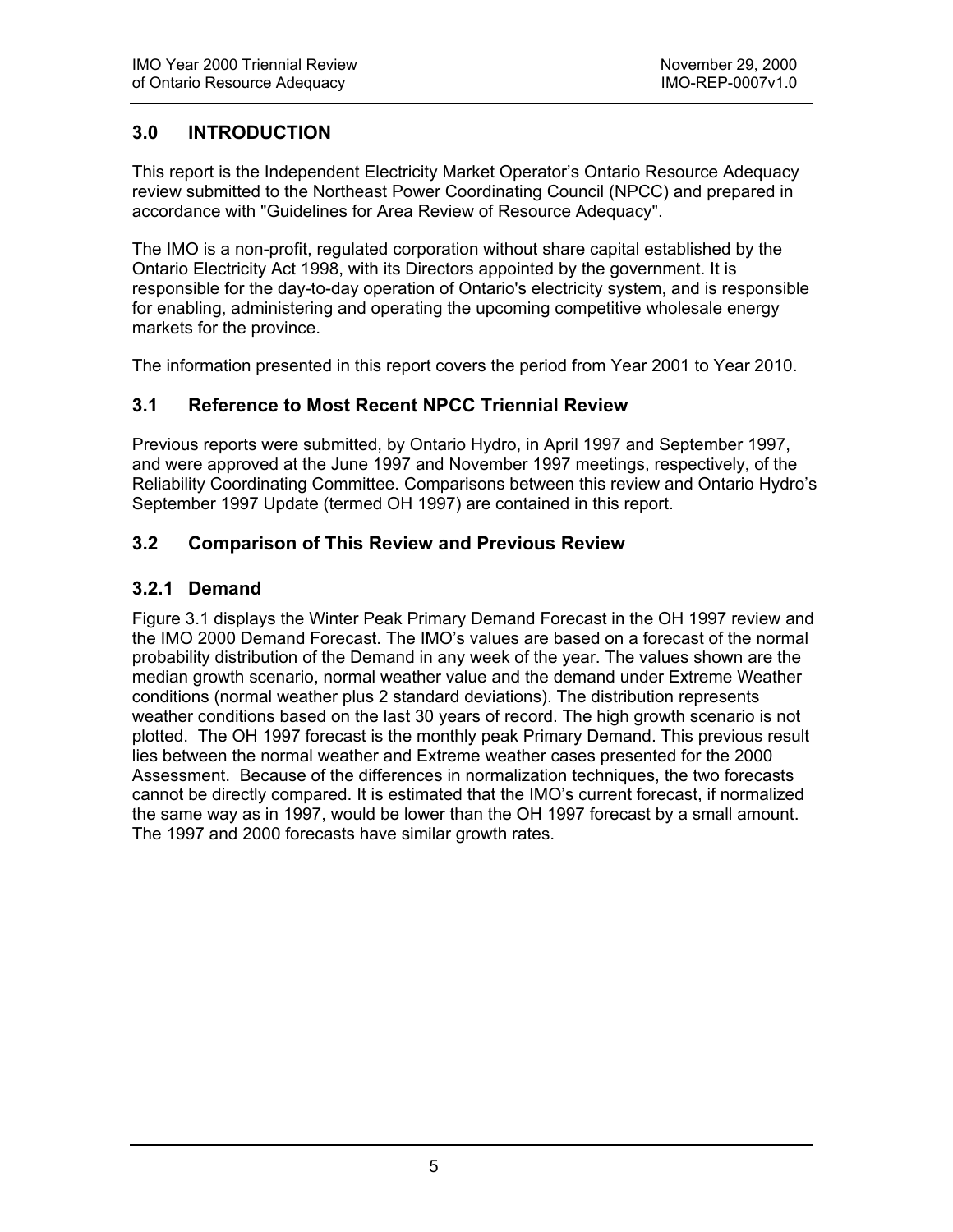## 3.0 INTRODUCTION

This report is the Independent Electricity Market Operator's Ontario Resource Adequacy review submitted to the Northeast Power Coordinating Council (NPCC) and prepared in accordance with "Guidelines for Area Review of Resource Adequacy".

The IMO is a non-profit, regulated corporation without share capital established by the Ontario Electricity Act 1998, with its Directors appointed by the government. It is responsible for the day-to-day operation of Ontario's electricity system, and is responsible for enabling, administering and operating the upcoming competitive wholesale energy markets for the province.

The information presented in this report covers the period from Year 2001 to Year 2010.

### 3.1 Reference to Most Recent NPCC Triennial Review

Previous reports were submitted, by Ontario Hydro, in April 1997 and September 1997, and were approved at the June 1997 and November 1997 meetings, respectively, of the Reliability Coordinating Committee. Comparisons between this review and Ontario Hydro's September 1997 Update (termed OH 1997) are contained in this report.

### 3.2 Comparison of This Review and Previous Review

#### 3.2.1 Demand

Figure 3.1 displays the Winter Peak Primary Demand Forecast in the OH 1997 review and the IMO 2000 Demand Forecast. The IMO's values are based on a forecast of the normal probability distribution of the Demand in any week of the year. The values shown are the median growth scenario, normal weather value and the demand under Extreme Weather conditions (normal weather plus 2 standard deviations). The distribution represents weather conditions based on the last 30 years of record. The high growth scenario is not plotted. The OH 1997 forecast is the monthly peak Primary Demand. This previous result lies between the normal weather and Extreme weather cases presented for the 2000 Assessment. Because of the differences in normalization techniques, the two forecasts cannot be directly compared. It is estimated that the IMO's current forecast, if normalized the same way as in 1997, would be lower than the OH 1997 forecast by a small amount. The 1997 and 2000 forecasts have similar growth rates.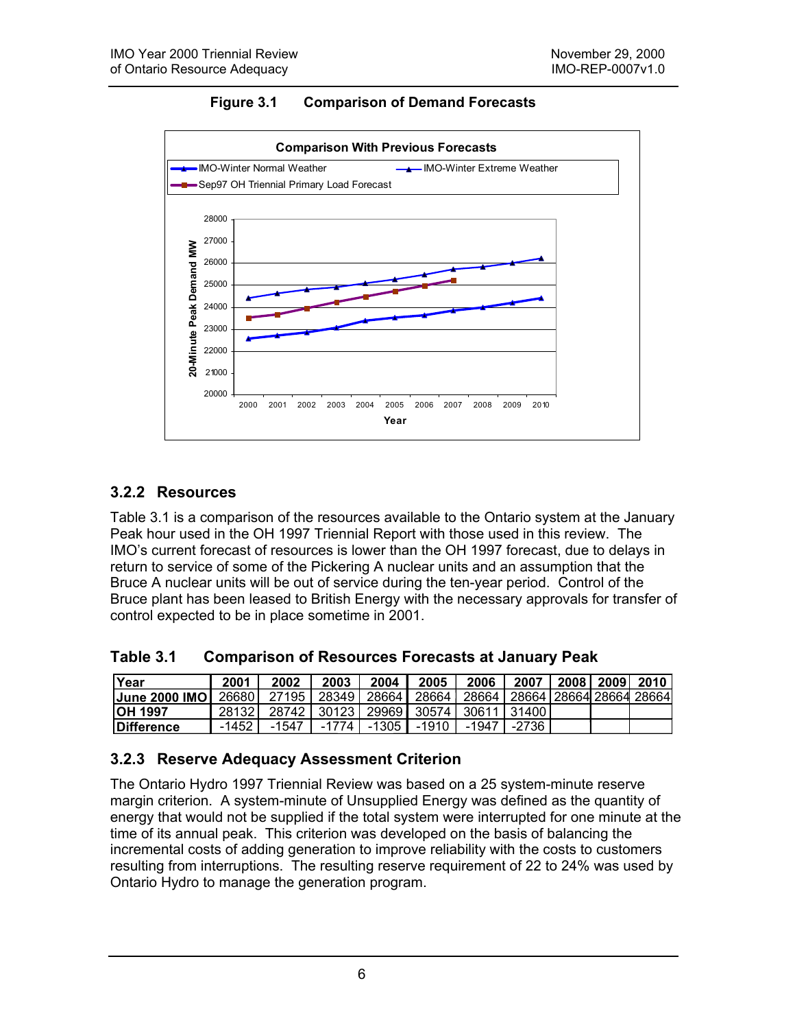**Figure 3.1 Comparison of Demand Forecasts**

## 3.2.2 Resources

Table 3.1 is a comparison of the resources available to the Ontario system at the January Peak hour used in the OH 1997 Triennial Report with those used in this review. The IMO's current forecast of resources is lower than the OH 1997 forecast, due to delays in return to service of some of the Pickering A nuclear units and an assumption that the Bruce A nuclear units will be out of service during the ten-year period. Control of the Bruce plant has been leased to British Energy with the necessary approvals for transfer of control expected to be in place sometime in 2001.

**Table 3.1 Comparison of Resources Forecasts at January Peak**

| Year | 2001 | 2002 | 2003 | 2004 | 2005 | 2006 | 2007 | 2008 | 2009 | 2010 |
|---|---|---|---|---|---|---|---|---|---|---|
| June 2000 IMO | 26680 | 27195 | 28349 | 28664 | 28664 | 28664 | 28664 | 28664 | 28664 | 28664 |
| OH 1997 | 28132 | 28742 | 30123 | 29969 | 30574 | 30611 | 31400 | | | |
| Difference | -1452 | -1547 | -1774 | -1305 | -1910 | -1947 | -2736 | | | |

## 3.2.3 Reserve Adequacy Assessment Criterion

The Ontario Hydro 1997 Triennial Review was based on a 25 system-minute reserve margin criterion. A system-minute of Unsupplied Energy was defined as the quantity of energy that would not be supplied if the total system were interrupted for one minute at the time of its annual peak. This criterion was developed on the basis of balancing the incremental costs of adding generation to improve reliability with the costs to customers resulting from interruptions. The resulting reserve requirement of 22 to 24% was used by Ontario Hydro to manage the generation program.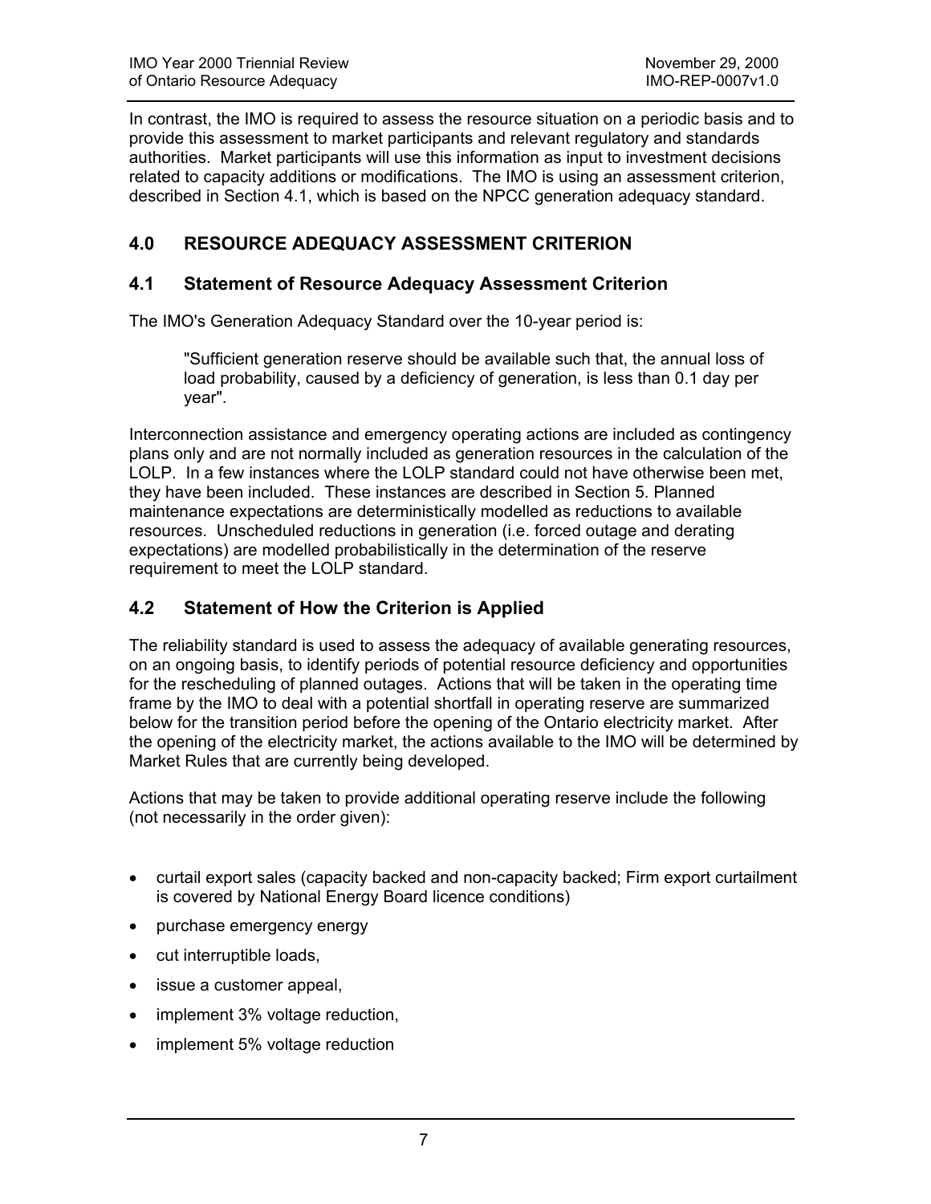In contrast, the IMO is required to assess the resource situation on a periodic basis and to provide this assessment to market participants and relevant regulatory and standards authorities. Market participants will use this information as input to investment decisions related to capacity additions or modifications. The IMO is using an assessment criterion, described in Section 4.1, which is based on the NPCC generation adequacy standard.

## 4.0 RESOURCE ADEQUACY ASSESSMENT CRITERION

### 4.1 Statement of Resource Adequacy Assessment Criterion

The IMO's Generation Adequacy Standard over the 10-year period is:

> "Sufficient generation reserve should be available such that, the annual loss of load probability, caused by a deficiency of generation, is less than 0.1 day per year".

Interconnection assistance and emergency operating actions are included as contingency plans only and are not normally included as generation resources in the calculation of the LOLP. In a few instances where the LOLP standard could not have otherwise been met, they have been included. These instances are described in Section 5. Planned maintenance expectations are deterministically modelled as reductions to available resources. Unscheduled reductions in generation (i.e. forced outage and derating expectations) are modelled probabilistically in the determination of the reserve requirement to meet the LOLP standard.

### 4.2 Statement of How the Criterion is Applied

The reliability standard is used to assess the adequacy of available generating resources, on an ongoing basis, to identify periods of potential resource deficiency and opportunities for the rescheduling of planned outages. Actions that will be taken in the operating time frame by the IMO to deal with a potential shortfall in operating reserve are summarized below for the transition period before the opening of the Ontario electricity market. After the opening of the electricity market, the actions available to the IMO will be determined by Market Rules that are currently being developed.

Actions that may be taken to provide additional operating reserve include the following (not necessarily in the order given):

- curtail export sales (capacity backed and non-capacity backed; Firm export curtailment is covered by National Energy Board licence conditions)
- purchase emergency energy
- cut interruptible loads,
- issue a customer appeal,
- implement 3% voltage reduction,
- implement 5% voltage reduction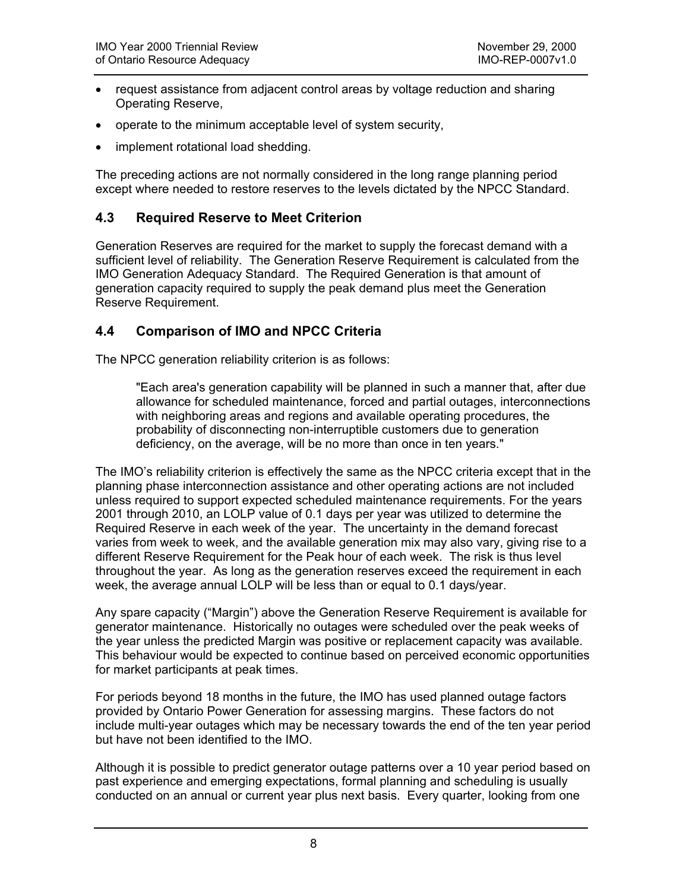- request assistance from adjacent control areas by voltage reduction and sharing Operating Reserve,
- operate to the minimum acceptable level of system security,
- implement rotational load shedding.

The preceding actions are not normally considered in the long range planning period except where needed to restore reserves to the levels dictated by the NPCC Standard.

## 4.3 Required Reserve to Meet Criterion

Generation Reserves are required for the market to supply the forecast demand with a sufficient level of reliability. The Generation Reserve Requirement is calculated from the IMO Generation Adequacy Standard. The Required Generation is that amount of generation capacity required to supply the peak demand plus meet the Generation Reserve Requirement.

## 4.4 Comparison of IMO and NPCC Criteria

The NPCC generation reliability criterion is as follows:

> "Each area's generation capability will be planned in such a manner that, after due allowance for scheduled maintenance, forced and partial outages, interconnections with neighboring areas and regions and available operating procedures, the probability of disconnecting non-interruptible customers due to generation deficiency, on the average, will be no more than once in ten years."

The IMO's reliability criterion is effectively the same as the NPCC criteria except that in the planning phase interconnection assistance and other operating actions are not included unless required to support expected scheduled maintenance requirements. For the years 2001 through 2010, an LOLP value of 0.1 days per year was utilized to determine the Required Reserve in each week of the year. The uncertainty in the demand forecast varies from week to week, and the available generation mix may also vary, giving rise to a different Reserve Requirement for the Peak hour of each week. The risk is thus level throughout the year. As long as the generation reserves exceed the requirement in each week, the average annual LOLP will be less than or equal to 0.1 days/year.

Any spare capacity ("Margin") above the Generation Reserve Requirement is available for generator maintenance. Historically no outages were scheduled over the peak weeks of the year unless the predicted Margin was positive or replacement capacity was available. This behaviour would be expected to continue based on perceived economic opportunities for market participants at peak times.

For periods beyond 18 months in the future, the IMO has used planned outage factors provided by Ontario Power Generation for assessing margins. These factors do not include multi-year outages which may be necessary towards the end of the ten year period but have not been identified to the IMO.

Although it is possible to predict generator outage patterns over a 10 year period based on past experience and emerging expectations, formal planning and scheduling is usually conducted on an annual or current year plus next basis. Every quarter, looking from one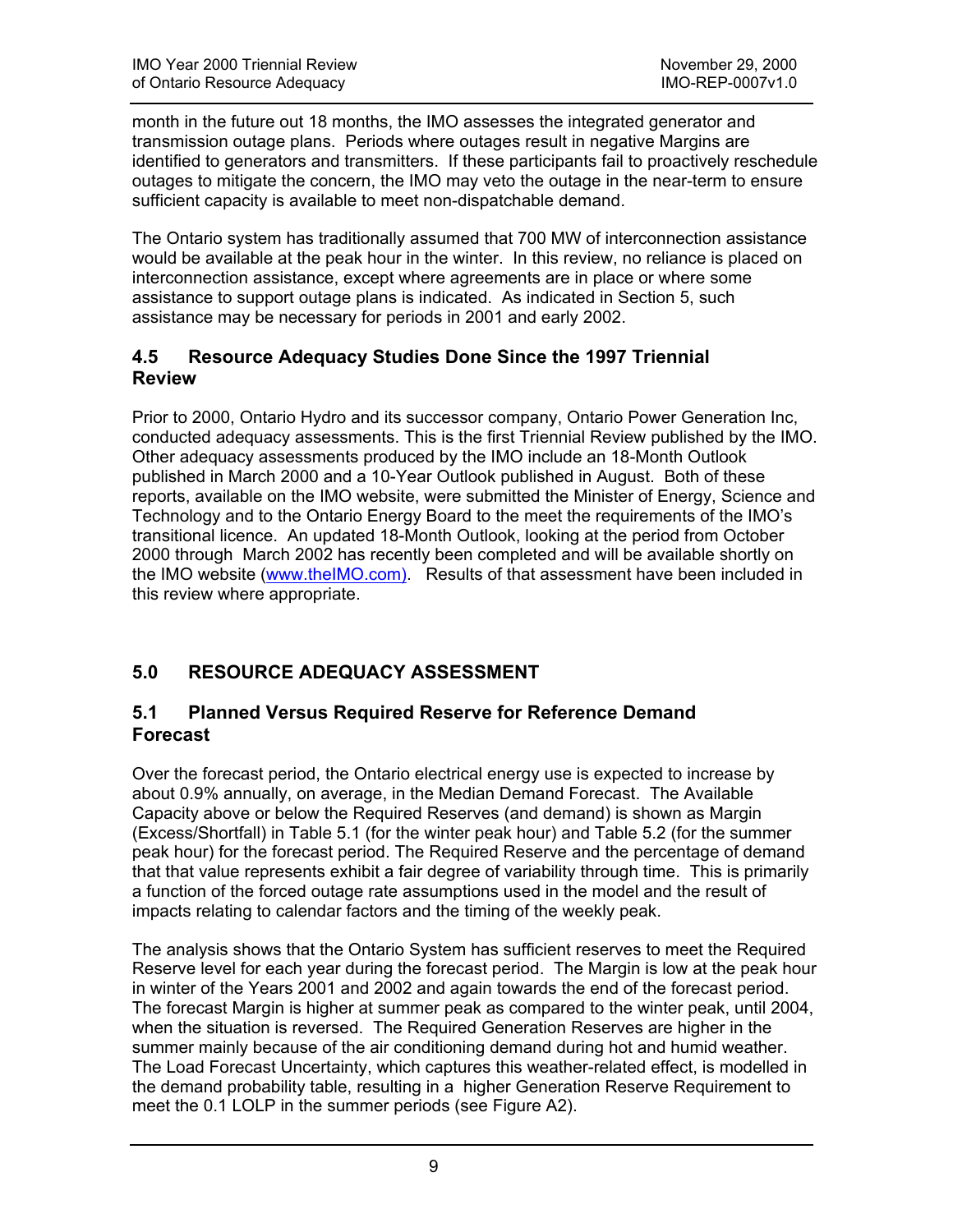month in the future out 18 months, the IMO assesses the integrated generator and transmission outage plans. Periods where outages result in negative Margins are identified to generators and transmitters. If these participants fail to proactively reschedule outages to mitigate the concern, the IMO may veto the outage in the near-term to ensure sufficient capacity is available to meet non-dispatchable demand.

The Ontario system has traditionally assumed that 700 MW of interconnection assistance would be available at the peak hour in the winter. In this review, no reliance is placed on interconnection assistance, except where agreements are in place or where some assistance to support outage plans is indicated. As indicated in Section 5, such assistance may be necessary for periods in 2001 and early 2002.

### 4.5 Resource Adequacy Studies Done Since the 1997 Triennial Review

Prior to 2000, Ontario Hydro and its successor company, Ontario Power Generation Inc, conducted adequacy assessments. This is the first Triennial Review published by the IMO. Other adequacy assessments produced by the IMO include an 18-Month Outlook published in March 2000 and a 10-Year Outlook published in August. Both of these reports, available on the IMO website, were submitted the Minister of Energy, Science and Technology and to the Ontario Energy Board to the meet the requirements of the IMO's transitional licence. An updated 18-Month Outlook, looking at the period from October 2000 through March 2002 has recently been completed and will be available shortly on the IMO website (www.theIMO.com). Results of that assessment have been included in this review where appropriate.

## 5.0 RESOURCE ADEQUACY ASSESSMENT

### 5.1 Planned Versus Required Reserve for Reference Demand Forecast

Over the forecast period, the Ontario electrical energy use is expected to increase by about 0.9% annually, on average, in the Median Demand Forecast. The Available Capacity above or below the Required Reserves (and demand) is shown as Margin (Excess/Shortfall) in Table 5.1 (for the winter peak hour) and Table 5.2 (for the summer peak hour) for the forecast period. The Required Reserve and the percentage of demand that that value represents exhibit a fair degree of variability through time. This is primarily a function of the forced outage rate assumptions used in the model and the result of impacts relating to calendar factors and the timing of the weekly peak.

The analysis shows that the Ontario System has sufficient reserves to meet the Required Reserve level for each year during the forecast period. The Margin is low at the peak hour in winter of the Years 2001 and 2002 and again towards the end of the forecast period. The forecast Margin is higher at summer peak as compared to the winter peak, until 2004, when the situation is reversed. The Required Generation Reserves are higher in the summer mainly because of the air conditioning demand during hot and humid weather. The Load Forecast Uncertainty, which captures this weather-related effect, is modelled in the demand probability table, resulting in a higher Generation Reserve Requirement to meet the 0.1 LOLP in the summer periods (see Figure A2).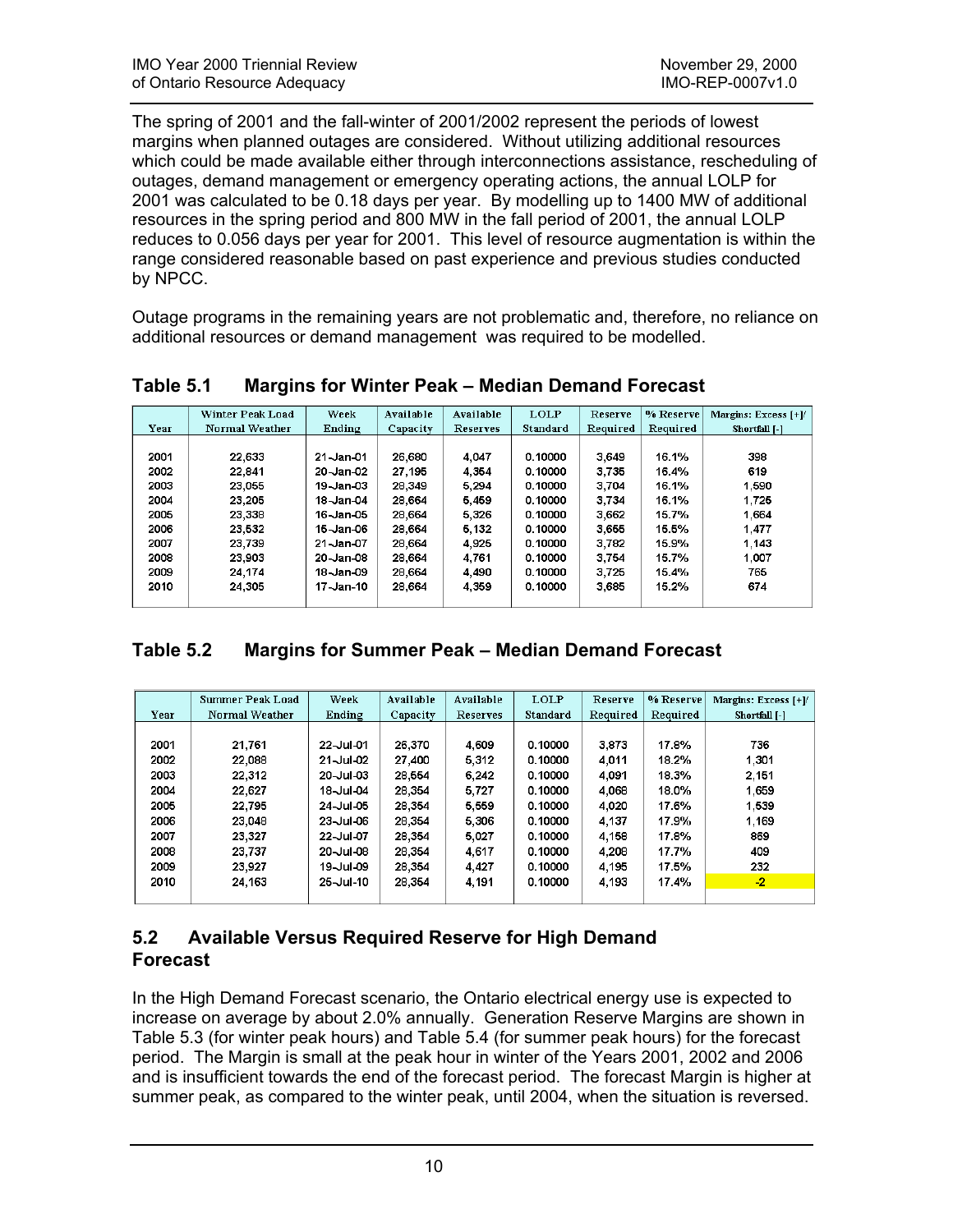The spring of 2001 and the fall-winter of 2001/2002 represent the periods of lowest margins when planned outages are considered. Without utilizing additional resources which could be made available either through interconnections assistance, rescheduling of outages, demand management or emergency operating actions, the annual LOLP for 2001 was calculated to be 0.18 days per year. By modelling up to 1400 MW of additional resources in the spring period and 800 MW in the fall period of 2001, the annual LOLP reduces to 0.056 days per year for 2001. This level of resource augmentation is within the range considered reasonable based on past experience and previous studies conducted by NPCC.

Outage programs in the remaining years are not problematic and, therefore, no reliance on additional resources or demand management was required to be modelled.

**Table 5.1 Margins for Winter Peak – Median Demand Forecast**

| Year | Winter Peak Load Normal Weather | Week Ending | Available Capacity | Available Reserves | LOLP Standard | Reserve Required | % Reserve Required | Margins: Excess [+]/ Shortfall [-] |
|---|---|---|---|---|---|---|---|---|
| 2001 | 22,633 | 21-Jan-01 | 26,680 | 4,047 | 0.10000 | 3,649 | 16.1% | 398 |
| 2002 | 22,841 | 20-Jan-02 | 27,195 | 4,354 | 0.10000 | 3,735 | 16.4% | 619 |
| 2003 | 23,055 | 19-Jan-03 | 28,349 | 5,294 | 0.10000 | 3,704 | 16.1% | 1,590 |
| 2004 | 23,205 | 18-Jan-04 | 28,664 | 5,459 | 0.10000 | 3,734 | 16.1% | 1,725 |
| 2005 | 23,338 | 16-Jan-05 | 28,664 | 5,326 | 0.10000 | 3,662 | 15.7% | 1,664 |
| 2006 | 23,532 | 15-Jan-06 | 28,664 | 5,132 | 0.10000 | 3,655 | 15.5% | 1,477 |
| 2007 | 23,739 | 21-Jan-07 | 28,664 | 4,925 | 0.10000 | 3,782 | 15.9% | 1,143 |
| 2008 | 23,903 | 20-Jan-08 | 28,664 | 4,761 | 0.10000 | 3,754 | 15.7% | 1,007 |
| 2009 | 24,174 | 18-Jan-09 | 28,664 | 4,490 | 0.10000 | 3,725 | 15.4% | 765 |
| 2010 | 24,305 | 17-Jan-10 | 28,664 | 4,359 | 0.10000 | 3,685 | 15.2% | 674 |

**Table 5.2 Margins for Summer Peak – Median Demand Forecast**

| Year | Summer Peak Load Normal Weather | Week Ending | Available Capacity | Available Reserves | LOLP Standard | Reserve Required | % Reserve Required | Margins: Excess [+]/ Shortfall [-] |
|---|---|---|---|---|---|---|---|---|
| 2001 | 21,761 | 22-Jul-01 | 26,370 | 4,609 | 0.10000 | 3,873 | 17.8% | 736 |
| 2002 | 22,088 | 21-Jul-02 | 27,400 | 5,312 | 0.10000 | 4,011 | 18.2% | 1,301 |
| 2003 | 22,312 | 20-Jul-03 | 28,554 | 6,242 | 0.10000 | 4,091 | 18.3% | 2,151 |
| 2004 | 22,627 | 18-Jul-04 | 28,354 | 5,727 | 0.10000 | 4,068 | 18.0% | 1,659 |
| 2005 | 22,795 | 24-Jul-05 | 28,354 | 5,559 | 0.10000 | 4,020 | 17.6% | 1,539 |
| 2006 | 23,048 | 23-Jul-06 | 28,354 | 5,306 | 0.10000 | 4,137 | 17.9% | 1,169 |
| 2007 | 23,327 | 22-Jul-07 | 28,354 | 5,027 | 0.10000 | 4,158 | 17.8% | 869 |
| 2008 | 23,737 | 20-Jul-08 | 28,354 | 4,617 | 0.10000 | 4,208 | 17.7% | 409 |
| 2009 | 23,927 | 19-Jul-09 | 28,354 | 4,427 | 0.10000 | 4,195 | 17.5% | 232 |
| 2010 | 24,163 | 25-Jul-10 | 28,354 | 4,191 | 0.10000 | 4,193 | 17.4% | -2 |

## 5.2 Available Versus Required Reserve for High Demand Forecast

In the High Demand Forecast scenario, the Ontario electrical energy use is expected to increase on average by about 2.0% annually. Generation Reserve Margins are shown in Table 5.3 (for winter peak hours) and Table 5.4 (for summer peak hours) for the forecast period. The Margin is small at the peak hour in winter of the Years 2001, 2002 and 2006 and is insufficient towards the end of the forecast period. The forecast Margin is higher at summer peak, as compared to the winter peak, until 2004, when the situation is reversed.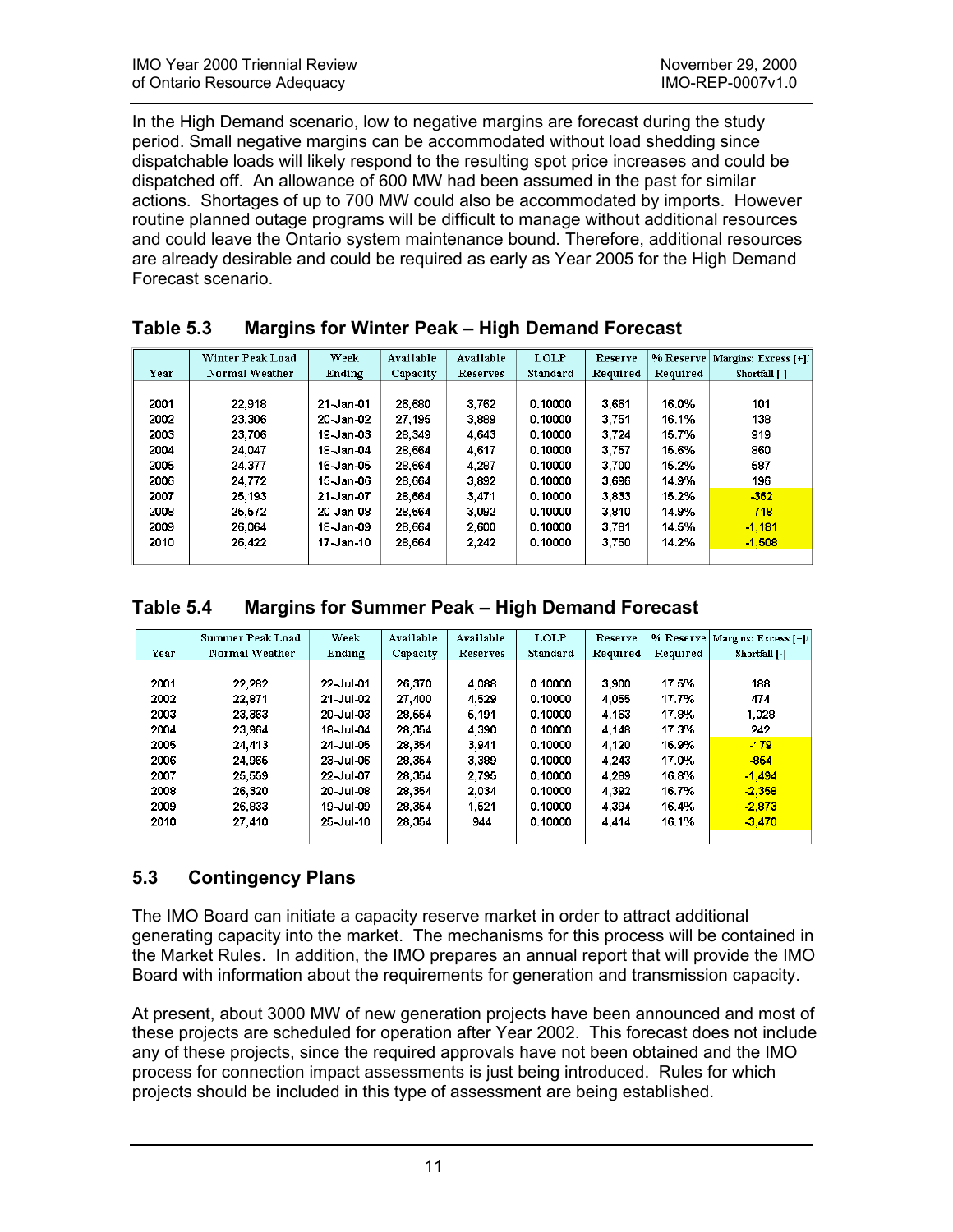In the High Demand scenario, low to negative margins are forecast during the study period. Small negative margins can be accommodated without load shedding since dispatchable loads will likely respond to the resulting spot price increases and could be dispatched off. An allowance of 600 MW had been assumed in the past for similar actions. Shortages of up to 700 MW could also be accommodated by imports. However routine planned outage programs will be difficult to manage without additional resources and could leave the Ontario system maintenance bound. Therefore, additional resources are already desirable and could be required as early as Year 2005 for the High Demand Forecast scenario.

### Table 5.3 Margins for Winter Peak – High Demand Forecast

| Year | Winter Peak Load Normal Weather | Week Ending | Available Capacity | Available Reserves | LOLP Standard | Reserve Required | % Reserve Required | Margins: Excess [+]/ Shortfall [-] |
|---|---|---|---|---|---|---|---|---|
| 2001 | 22,918 | 21-Jan-01 | 26,680 | 3,762 | 0.10000 | 3,661 | 16.0% | 101 |
| 2002 | 23,306 | 20-Jan-02 | 27,195 | 3,889 | 0.10000 | 3,751 | 16.1% | 138 |
| 2003 | 23,706 | 19-Jan-03 | 28,349 | 4,643 | 0.10000 | 3,724 | 15.7% | 919 |
| 2004 | 24,047 | 18-Jan-04 | 28,664 | 4,617 | 0.10000 | 3,757 | 15.6% | 860 |
| 2005 | 24,377 | 16-Jan-05 | 28,664 | 4,287 | 0.10000 | 3,700 | 15.2% | 587 |
| 2006 | 24,772 | 15-Jan-06 | 28,664 | 3,892 | 0.10000 | 3,696 | 14.9% | 196 |
| 2007 | 25,193 | 21-Jan-07 | 28,664 | 3,471 | 0.10000 | 3,833 | 15.2% | -362 |
| 2008 | 25,572 | 20-Jan-08 | 28,664 | 3,092 | 0.10000 | 3,810 | 14.9% | -718 |
| 2009 | 26,064 | 18-Jan-09 | 28,664 | 2,600 | 0.10000 | 3,781 | 14.5% | -1,181 |
| 2010 | 26,422 | 17-Jan-10 | 28,664 | 2,242 | 0.10000 | 3,750 | 14.2% | -1,508 |

### Table 5.4 Margins for Summer Peak – High Demand Forecast

| Year | Summer Peak Load Normal Weather | Week Ending | Available Capacity | Available Reserves | LOLP Standard | Reserve Required | % Reserve Required | Margins: Excess [+]/ Shortfall [-] |
|---|---|---|---|---|---|---|---|---|
| 2001 | 22,282 | 22-Jul-01 | 26,370 | 4,088 | 0.10000 | 3,900 | 17.5% | 188 |
| 2002 | 22,871 | 21-Jul-02 | 27,400 | 4,529 | 0.10000 | 4,055 | 17.7% | 474 |
| 2003 | 23,363 | 20-Jul-03 | 28,554 | 5,191 | 0.10000 | 4,163 | 17.8% | 1,028 |
| 2004 | 23,964 | 18-Jul-04 | 28,354 | 4,390 | 0.10000 | 4,148 | 17.3% | 242 |
| 2005 | 24,413 | 24-Jul-05 | 28,354 | 3,941 | 0.10000 | 4,120 | 16.9% | -179 |
| 2006 | 24,965 | 23-Jul-06 | 28,354 | 3,389 | 0.10000 | 4,243 | 17.0% | -854 |
| 2007 | 25,559 | 22-Jul-07 | 28,354 | 2,795 | 0.10000 | 4,289 | 16.8% | -1,494 |
| 2008 | 26,320 | 20-Jul-08 | 28,354 | 2,034 | 0.10000 | 4,392 | 16.7% | -2,358 |
| 2009 | 26,833 | 19-Jul-09 | 28,354 | 1,521 | 0.10000 | 4,394 | 16.4% | -2,873 |
| 2010 | 27,410 | 25-Jul-10 | 28,354 | 944 | 0.10000 | 4,414 | 16.1% | -3,470 |

## 5.3 Contingency Plans

The IMO Board can initiate a capacity reserve market in order to attract additional generating capacity into the market. The mechanisms for this process will be contained in the Market Rules. In addition, the IMO prepares an annual report that will provide the IMO Board with information about the requirements for generation and transmission capacity.

At present, about 3000 MW of new generation projects have been announced and most of these projects are scheduled for operation after Year 2002. This forecast does not include any of these projects, since the required approvals have not been obtained and the IMO process for connection impact assessments is just being introduced. Rules for which projects should be included in this type of assessment are being established.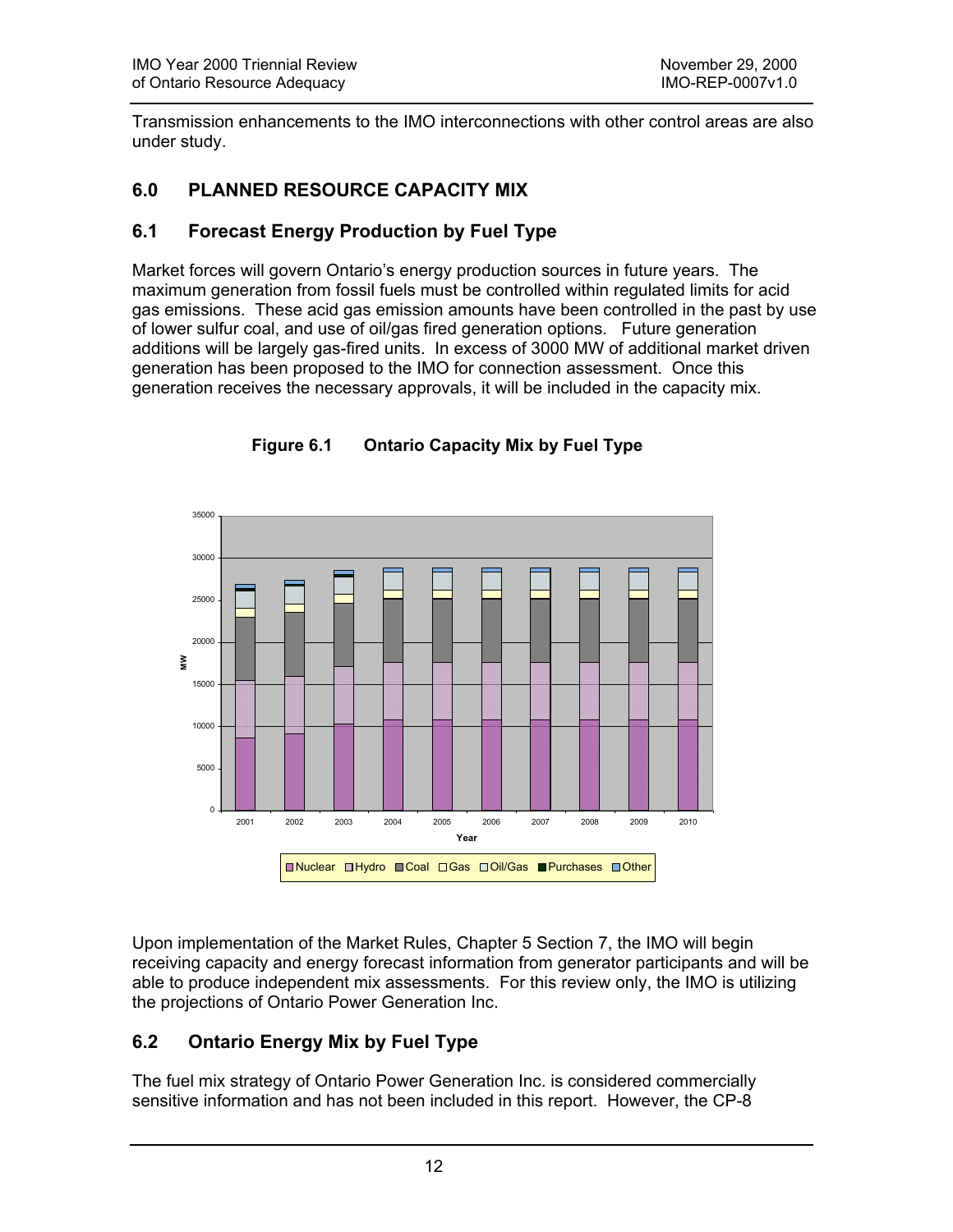Transmission enhancements to the IMO interconnections with other control areas are also under study.

## 6.0 PLANNED RESOURCE CAPACITY MIX

### 6.1 Forecast Energy Production by Fuel Type

Market forces will govern Ontario's energy production sources in future years. The maximum generation from fossil fuels must be controlled within regulated limits for acid gas emissions. These acid gas emission amounts have been controlled in the past by use of lower sulfur coal, and use of oil/gas fired generation options. Future generation additions will be largely gas-fired units. In excess of 3000 MW of additional market driven generation has been proposed to the IMO for connection assessment. Once this generation receives the necessary approvals, it will be included in the capacity mix.

**Figure 6.1 Ontario Capacity Mix by Fuel Type**

MW

35000
30000
25000
20000
15000
10000
5000
0

2001 2002 2003 2004 2005 2006 2007 2008 2009 2010

Year

Nuclear Hydro Coal Gas Oil/Gas Purchases Other

Upon implementation of the Market Rules, Chapter 5 Section 7, the IMO will begin receiving capacity and energy forecast information from generator participants and will be able to produce independent mix assessments. For this review only, the IMO is utilizing the projections of Ontario Power Generation Inc.

### 6.2 Ontario Energy Mix by Fuel Type

The fuel mix strategy of Ontario Power Generation Inc. is considered commercially sensitive information and has not been included in this report. However, the CP-8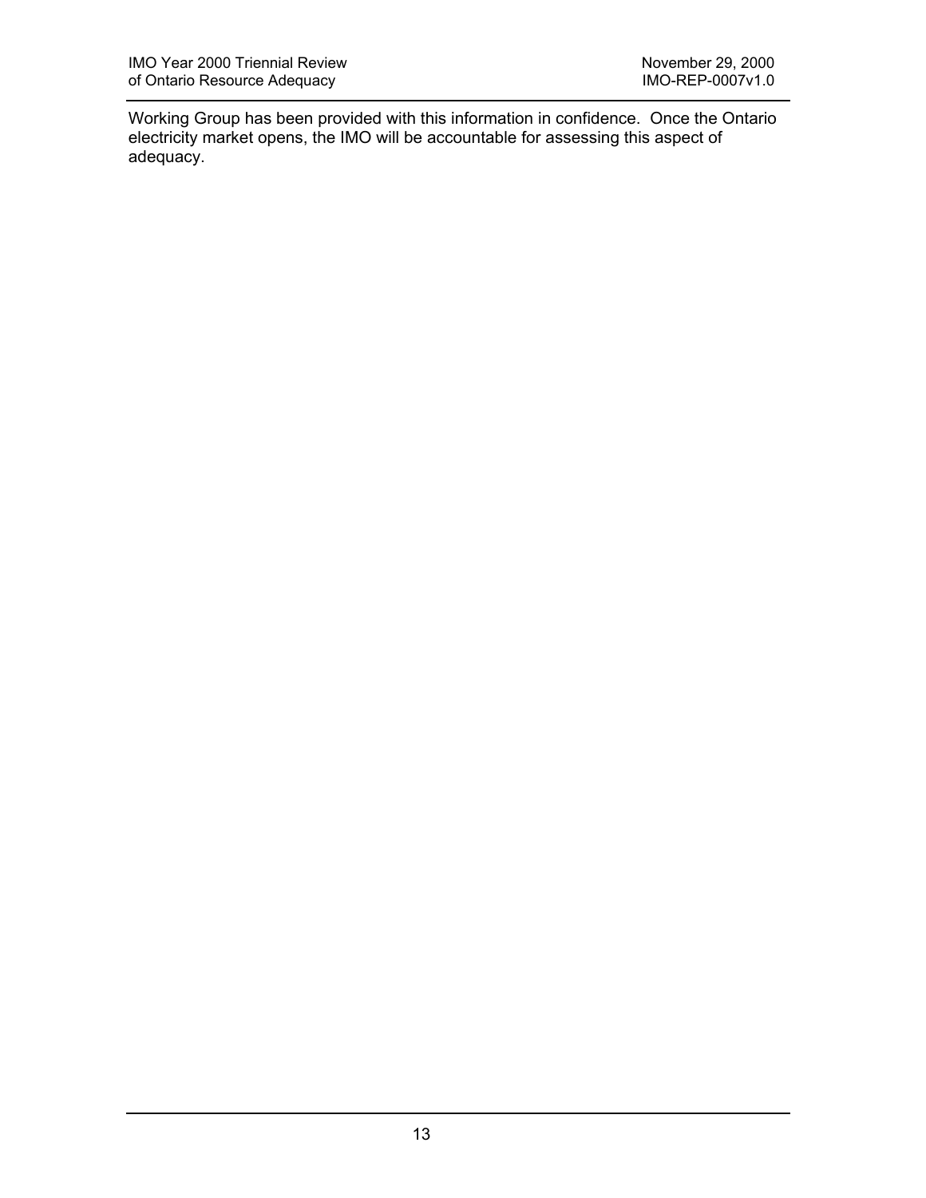Working Group has been provided with this information in confidence. Once the Ontario electricity market opens, the IMO will be accountable for assessing this aspect of adequacy.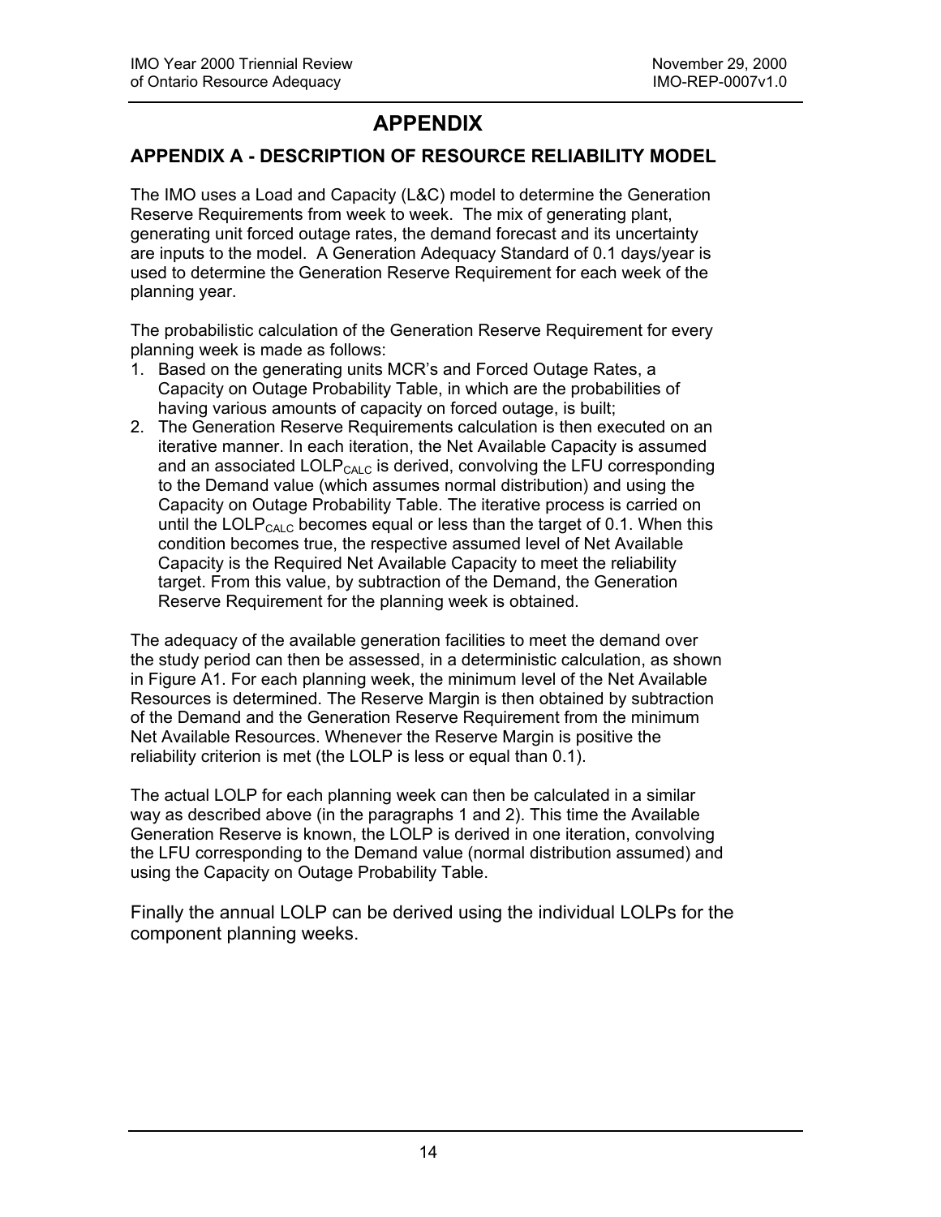# APPENDIX

## APPENDIX A - DESCRIPTION OF RESOURCE RELIABILITY MODEL

The IMO uses a Load and Capacity (L&C) model to determine the Generation Reserve Requirements from week to week. The mix of generating plant, generating unit forced outage rates, the demand forecast and its uncertainty are inputs to the model. A Generation Adequacy Standard of 0.1 days/year is used to determine the Generation Reserve Requirement for each week of the planning year.

The probabilistic calculation of the Generation Reserve Requirement for every planning week is made as follows:

1. Based on the generating units MCR's and Forced Outage Rates, a Capacity on Outage Probability Table, in which are the probabilities of having various amounts of capacity on forced outage, is built;
2. The Generation Reserve Requirements calculation is then executed on an iterative manner. In each iteration, the Net Available Capacity is assumed and an associated $LOLP_{CALC}$ is derived, convolving the LFU corresponding to the Demand value (which assumes normal distribution) and using the Capacity on Outage Probability Table. The iterative process is carried on until the $LOLP_{CALC}$ becomes equal or less than the target of 0.1. When this condition becomes true, the respective assumed level of Net Available Capacity is the Required Net Available Capacity to meet the reliability target. From this value, by subtraction of the Demand, the Generation Reserve Requirement for the planning week is obtained.

The adequacy of the available generation facilities to meet the demand over the study period can then be assessed, in a deterministic calculation, as shown in Figure A1. For each planning week, the minimum level of the Net Available Resources is determined. The Reserve Margin is then obtained by subtraction of the Demand and the Generation Reserve Requirement from the minimum Net Available Resources. Whenever the Reserve Margin is positive the reliability criterion is met (the LOLP is less or equal than 0.1).

The actual LOLP for each planning week can then be calculated in a similar way as described above (in the paragraphs 1 and 2). This time the Available Generation Reserve is known, the LOLP is derived in one iteration, convolving the LFU corresponding to the Demand value (normal distribution assumed) and using the Capacity on Outage Probability Table.

Finally the annual LOLP can be derived using the individual LOLPs for the component planning weeks.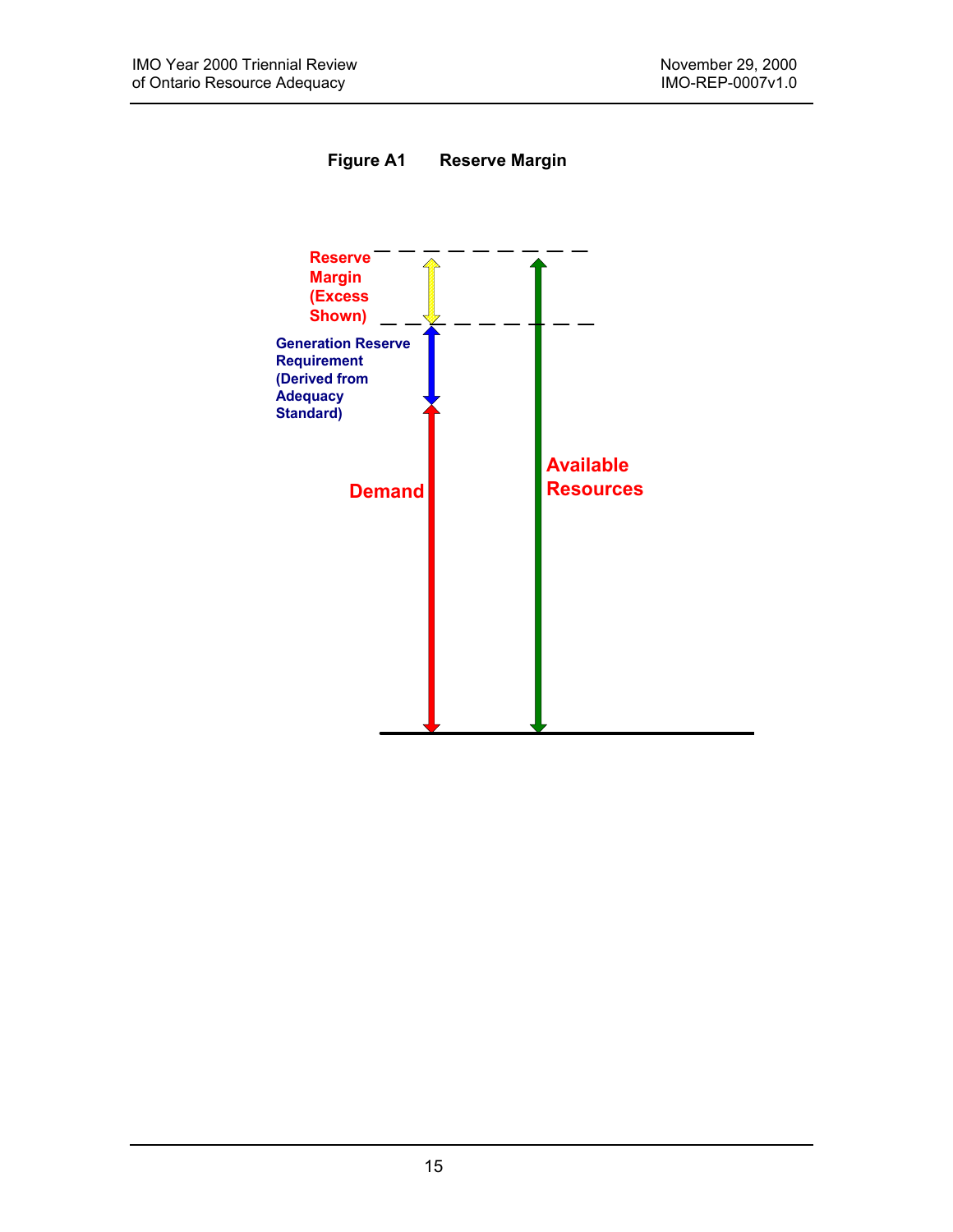**Figure A1 Reserve Margin**

Reserve Margin (Excess Shown)

Generation Reserve Requirement (Derived from Adequacy Standard)

Demand

Available Resources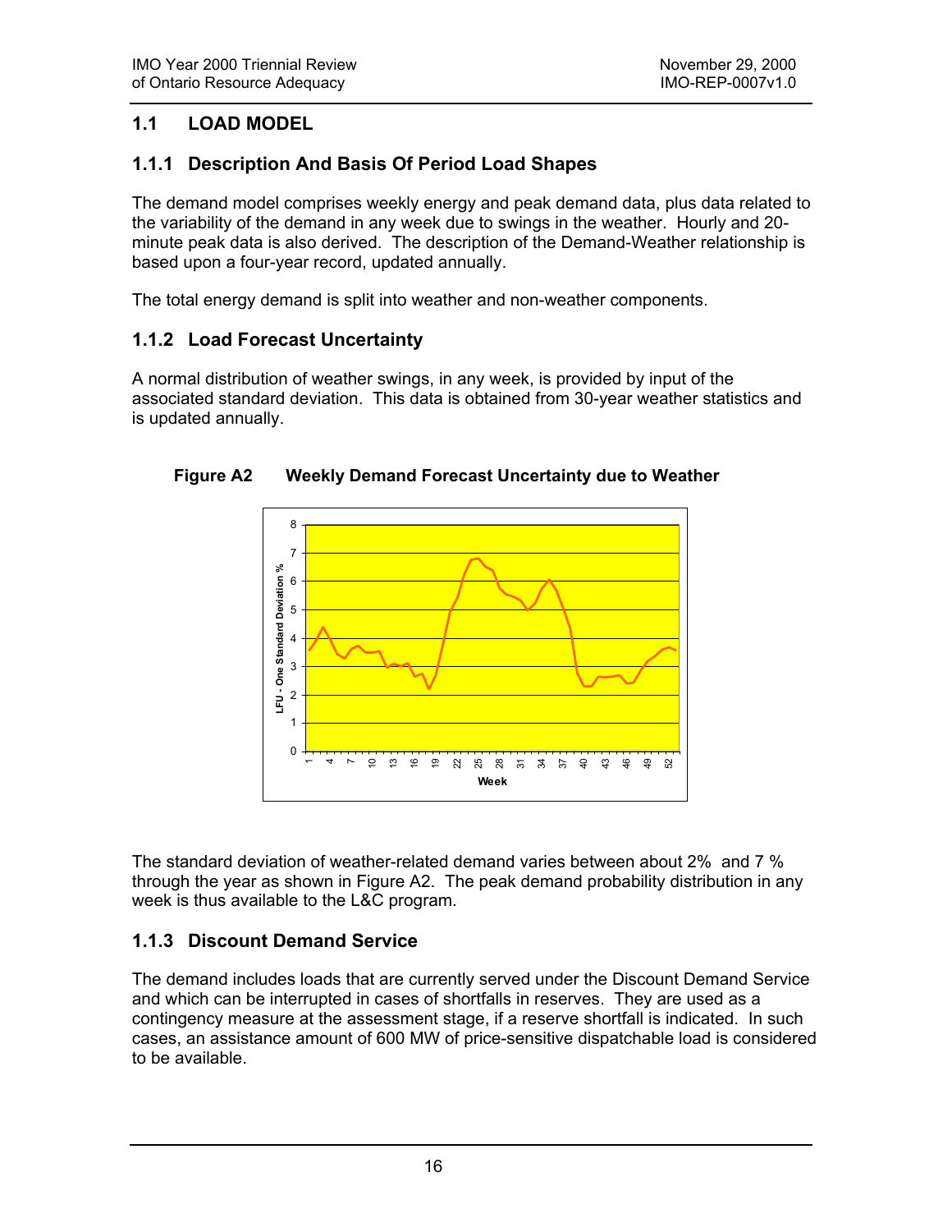## 1.1 LOAD MODEL

### 1.1.1 Description And Basis Of Period Load Shapes

The demand model comprises weekly energy and peak demand data, plus data related to the variability of the demand in any week due to swings in the weather. Hourly and 20-minute peak data is also derived. The description of the Demand-Weather relationship is based upon a four-year record, updated annually.

The total energy demand is split into weather and non-weather components.

### 1.1.2 Load Forecast Uncertainty

A normal distribution of weather swings, in any week, is provided by input of the associated standard deviation. This data is obtained from 30-year weather statistics and is updated annually.

**Figure A2 Weekly Demand Forecast Uncertainty due to Weather**

LFU - One Standard Deviation %

0
1
2
3
4
5
6
7
8

Week

1 4 7 10 13 16 19 22 25 28 31 34 37 40 43 46 49 52

The standard deviation of weather-related demand varies between about 2% and 7 % through the year as shown in Figure A2. The peak demand probability distribution in any week is thus available to the L&C program.

### 1.1.3 Discount Demand Service

The demand includes loads that are currently served under the Discount Demand Service and which can be interrupted in cases of shortfalls in reserves. They are used as a contingency measure at the assessment stage, if a reserve shortfall is indicated. In such cases, an assistance amount of 600 MW of price-sensitive dispatchable load is considered to be available.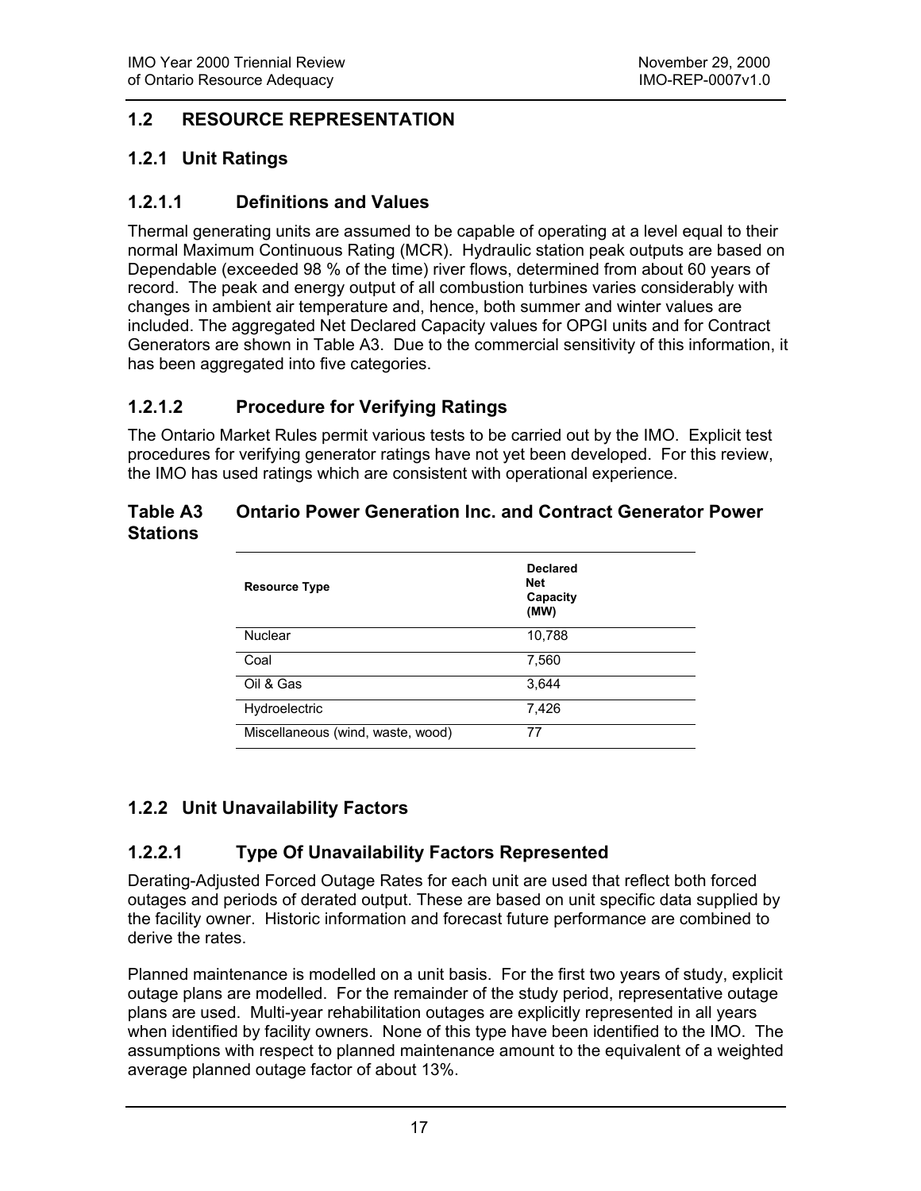## 1.2 RESOURCE REPRESENTATION

### 1.2.1 Unit Ratings

#### 1.2.1.1 Definitions and Values

Thermal generating units are assumed to be capable of operating at a level equal to their normal Maximum Continuous Rating (MCR). Hydraulic station peak outputs are based on Dependable (exceeded 98 % of the time) river flows, determined from about 60 years of record. The peak and energy output of all combustion turbines varies considerably with changes in ambient air temperature and, hence, both summer and winter values are included. The aggregated Net Declared Capacity values for OPGI units and for Contract Generators are shown in Table A3. Due to the commercial sensitivity of this information, it has been aggregated into five categories.

#### 1.2.1.2 Procedure for Verifying Ratings

The Ontario Market Rules permit various tests to be carried out by the IMO. Explicit test procedures for verifying generator ratings have not yet been developed. For this review, the IMO has used ratings which are consistent with operational experience.

**Table A3 Ontario Power Generation Inc. and Contract Generator Power Stations**

| Resource Type | Declared Net Capacity (MW) |
|---|---|
| Nuclear | 10,788 |
| Coal | 7,560 |
| Oil & Gas | 3,644 |
| Hydroelectric | 7,426 |
| Miscellaneous (wind, waste, wood) | 77 |

### 1.2.2 Unit Unavailability Factors

#### 1.2.2.1 Type Of Unavailability Factors Represented

Derating-Adjusted Forced Outage Rates for each unit are used that reflect both forced outages and periods of derated output. These are based on unit specific data supplied by the facility owner. Historic information and forecast future performance are combined to derive the rates.

Planned maintenance is modelled on a unit basis. For the first two years of study, explicit outage plans are modelled. For the remainder of the study period, representative outage plans are used. Multi-year rehabilitation outages are explicitly represented in all years when identified by facility owners. None of this type have been identified to the IMO. The assumptions with respect to planned maintenance amount to the equivalent of a weighted average planned outage factor of about 13%.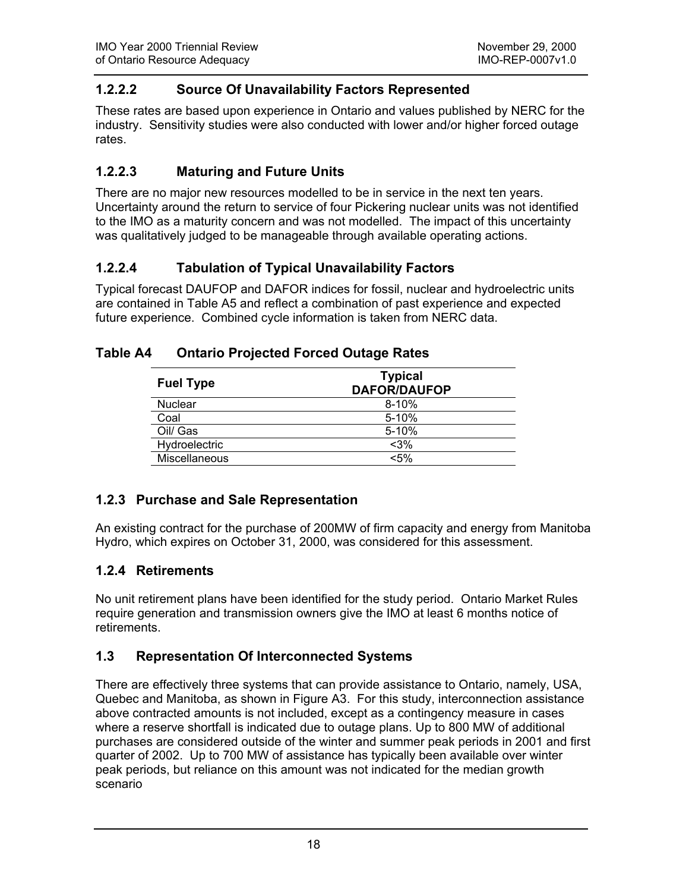### 1.2.2.2 Source Of Unavailability Factors Represented

These rates are based upon experience in Ontario and values published by NERC for the industry. Sensitivity studies were also conducted with lower and/or higher forced outage rates.

### 1.2.2.3 Maturing and Future Units

There are no major new resources modelled to be in service in the next ten years. Uncertainty around the return to service of four Pickering nuclear units was not identified to the IMO as a maturity concern and was not modelled. The impact of this uncertainty was qualitatively judged to be manageable through available operating actions.

### 1.2.2.4 Tabulation of Typical Unavailability Factors

Typical forecast DAUFOP and DAFOR indices for fossil, nuclear and hydroelectric units are contained in Table A5 and reflect a combination of past experience and expected future experience. Combined cycle information is taken from NERC data.

**Table A4 Ontario Projected Forced Outage Rates**

| Fuel Type | Typical DAFOR/DAUFOP |
|---|---|
| Nuclear | 8-10% |
| Coal | 5-10% |
| Oil/ Gas | 5-10% |
| Hydroelectric | <3% |
| Miscellaneous | <5% |

## 1.2.3 Purchase and Sale Representation

An existing contract for the purchase of 200MW of firm capacity and energy from Manitoba Hydro, which expires on October 31, 2000, was considered for this assessment.

## 1.2.4 Retirements

No unit retirement plans have been identified for the study period. Ontario Market Rules require generation and transmission owners give the IMO at least 6 months notice of retirements.

## 1.3 Representation Of Interconnected Systems

There are effectively three systems that can provide assistance to Ontario, namely, USA, Quebec and Manitoba, as shown in Figure A3. For this study, interconnection assistance above contracted amounts is not included, except as a contingency measure in cases where a reserve shortfall is indicated due to outage plans. Up to 800 MW of additional purchases are considered outside of the winter and summer peak periods in 2001 and first quarter of 2002. Up to 700 MW of assistance has typically been available over winter peak periods, but reliance on this amount was not indicated for the median growth scenario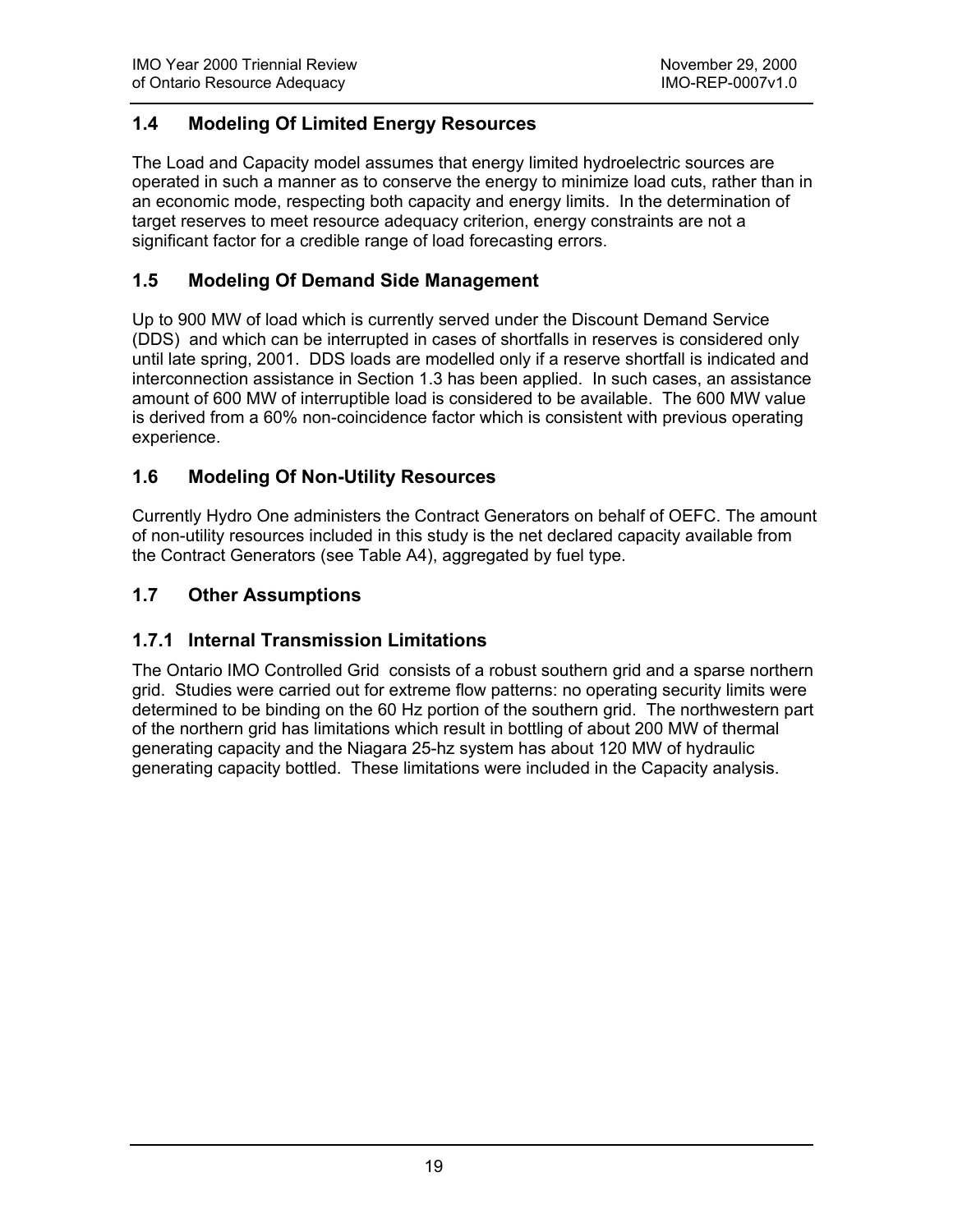## 1.4 Modeling Of Limited Energy Resources

The Load and Capacity model assumes that energy limited hydroelectric sources are operated in such a manner as to conserve the energy to minimize load cuts, rather than in an economic mode, respecting both capacity and energy limits. In the determination of target reserves to meet resource adequacy criterion, energy constraints are not a significant factor for a credible range of load forecasting errors.

## 1.5 Modeling Of Demand Side Management

Up to 900 MW of load which is currently served under the Discount Demand Service (DDS) and which can be interrupted in cases of shortfalls in reserves is considered only until late spring, 2001. DDS loads are modelled only if a reserve shortfall is indicated and interconnection assistance in Section 1.3 has been applied. In such cases, an assistance amount of 600 MW of interruptible load is considered to be available. The 600 MW value is derived from a 60% non-coincidence factor which is consistent with previous operating experience.

## 1.6 Modeling Of Non-Utility Resources

Currently Hydro One administers the Contract Generators on behalf of OEFC. The amount of non-utility resources included in this study is the net declared capacity available from the Contract Generators (see Table A4), aggregated by fuel type.

## 1.7 Other Assumptions

### 1.7.1 Internal Transmission Limitations

The Ontario IMO Controlled Grid consists of a robust southern grid and a sparse northern grid. Studies were carried out for extreme flow patterns: no operating security limits were determined to be binding on the 60 Hz portion of the southern grid. The northwestern part of the northern grid has limitations which result in bottling of about 200 MW of thermal generating capacity and the Niagara 25-hz system has about 120 MW of hydraulic generating capacity bottled. These limitations were included in the Capacity analysis.